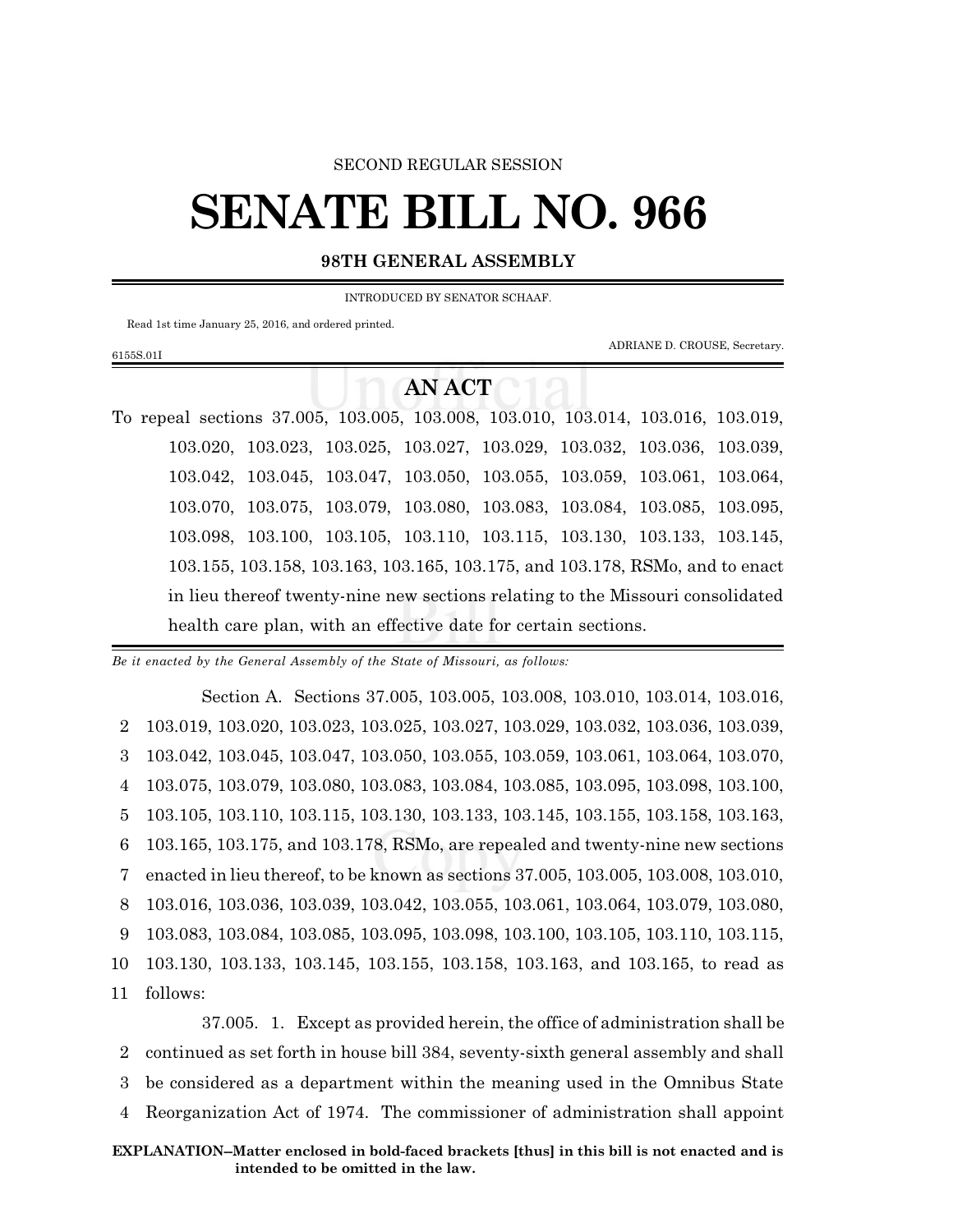SECOND REGULAR SESSION

# SENATE BILL NO. 966

**98TH GENERAL ASSEMBLY**

INTRODUCED BY SENATOR SCHAAF.

Read 1st time January 25, 2016, and ordered printed.

ADRIANE D. CROUSE, Secretary.

6155S.01I

## AN ACT

To repeal sections 37.005, 103.005, 103.008, 103.010, 103.014, 103.016, 103.019, 103.020, 103.023, 103.025, 103.027, 103.029, 103.032, 103.036, 103.039, 103.042, 103.045, 103.047, 103.050, 103.055, 103.059, 103.061, 103.064, 103.070, 103.075, 103.079, 103.080, 103.083, 103.084, 103.085, 103.095, 103.098, 103.100, 103.105, 103.110, 103.115, 103.130, 103.133, 103.145, 103.155, 103.158, 103.163, 103.165, 103.175, and 103.178, RSMo, and to enact in lieu thereof twenty-nine new sections relating to the Missouri consolidated health care plan, with an effective date for certain sections.

*Be it enacted by the General Assembly of the State of Missouri, as follows:*

Section A. Sections 37.005, 103.005, 103.008, 103.010, 103.014, 103.016, 103.019, 103.020, 103.023, 103.025, 103.027, 103.029, 103.032, 103.036, 103.039, 103.042, 103.045, 103.047, 103.050, 103.055, 103.059, 103.061, 103.064, 103.070, 103.075, 103.079, 103.080, 103.083, 103.084, 103.085, 103.095, 103.098, 103.100, 103.105, 103.110, 103.115, 103.130, 103.133, 103.145, 103.155, 103.158, 103.163, 103.165, 103.175, and 103.178, RSMo, are repealed and twenty-nine new sections enacted in lieu thereof, to be known as sections 37.005, 103.005, 103.008, 103.010, 103.016, 103.036, 103.039, 103.042, 103.055, 103.061, 103.064, 103.079, 103.080, 103.083, 103.084, 103.085, 103.095, 103.098, 103.100, 103.105, 103.110, 103.115, 103.130, 103.133, 103.145, 103.155, 103.158, 103.163, and 103.165, to read as follows:

37.005. 1. Except as provided herein, the office of administration shall be continued as set forth in house bill 384, seventy-sixth general assembly and shall be considered as a department within the meaning used in the Omnibus State Reorganization Act of 1974. The commissioner of administration shall appoint

**EXPLANATION–Matter enclosed in bold-faced brackets [thus] in this bill is not enacted and is intended to be omitted in the law.**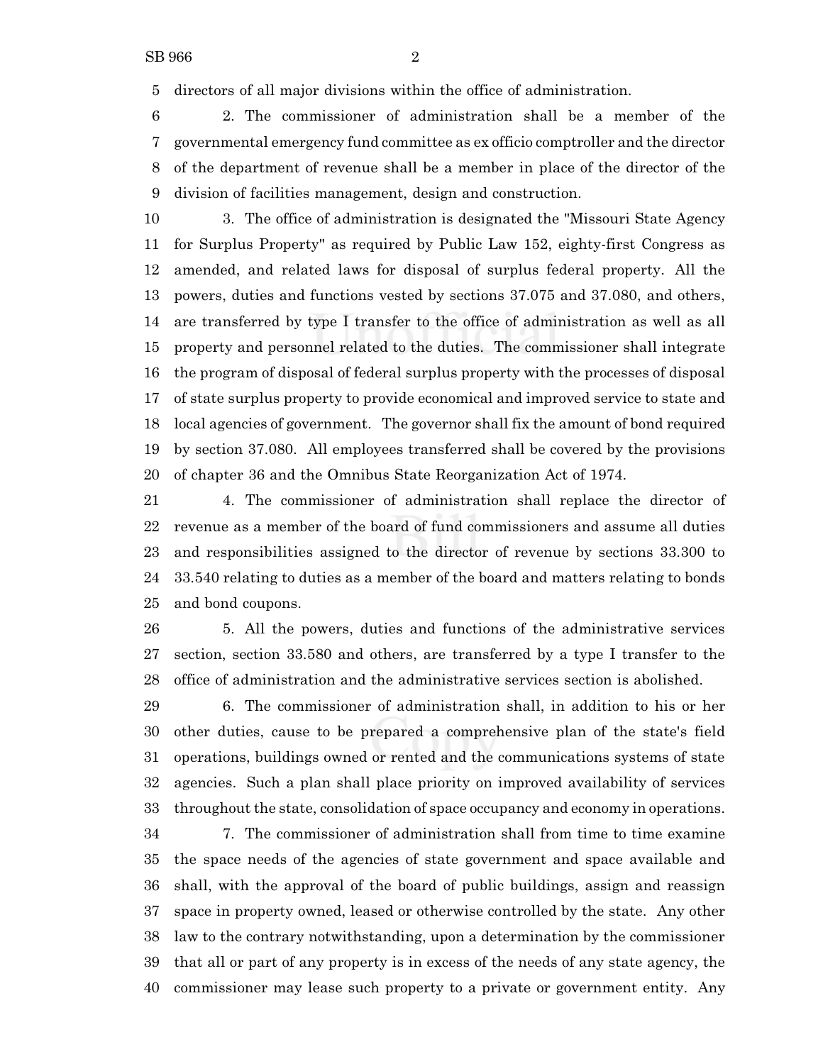directors of all major divisions within the office of administration.

2. The commissioner of administration shall be a member of the governmental emergency fund committee as ex officio comptroller and the director of the department of revenue shall be a member in place of the director of the division of facilities management, design and construction.

3. The office of administration is designated the "Missouri State Agency for Surplus Property" as required by Public Law 152, eighty-first Congress as amended, and related laws for disposal of surplus federal property. All the powers, duties and functions vested by sections 37.075 and 37.080, and others, are transferred by type I transfer to the office of administration as well as all property and personnel related to the duties. The commissioner shall integrate the program of disposal of federal surplus property with the processes of disposal of state surplus property to provide economical and improved service to state and local agencies of government. The governor shall fix the amount of bond required by section 37.080. All employees transferred shall be covered by the provisions of chapter 36 and the Omnibus State Reorganization Act of 1974.

4. The commissioner of administration shall replace the director of revenue as a member of the board of fund commissioners and assume all duties and responsibilities assigned to the director of revenue by sections 33.300 to 33.540 relating to duties as a member of the board and matters relating to bonds and bond coupons.

5. All the powers, duties and functions of the administrative services section, section 33.580 and others, are transferred by a type I transfer to the office of administration and the administrative services section is abolished.

6. The commissioner of administration shall, in addition to his or her other duties, cause to be prepared a comprehensive plan of the state's field operations, buildings owned or rented and the communications systems of state agencies. Such a plan shall place priority on improved availability of services throughout the state, consolidation of space occupancy and economy in operations.

7. The commissioner of administration shall from time to time examine the space needs of the agencies of state government and space available and shall, with the approval of the board of public buildings, assign and reassign space in property owned, leased or otherwise controlled by the state. Any other law to the contrary notwithstanding, upon a determination by the commissioner that all or part of any property is in excess of the needs of any state agency, the commissioner may lease such property to a private or government entity. Any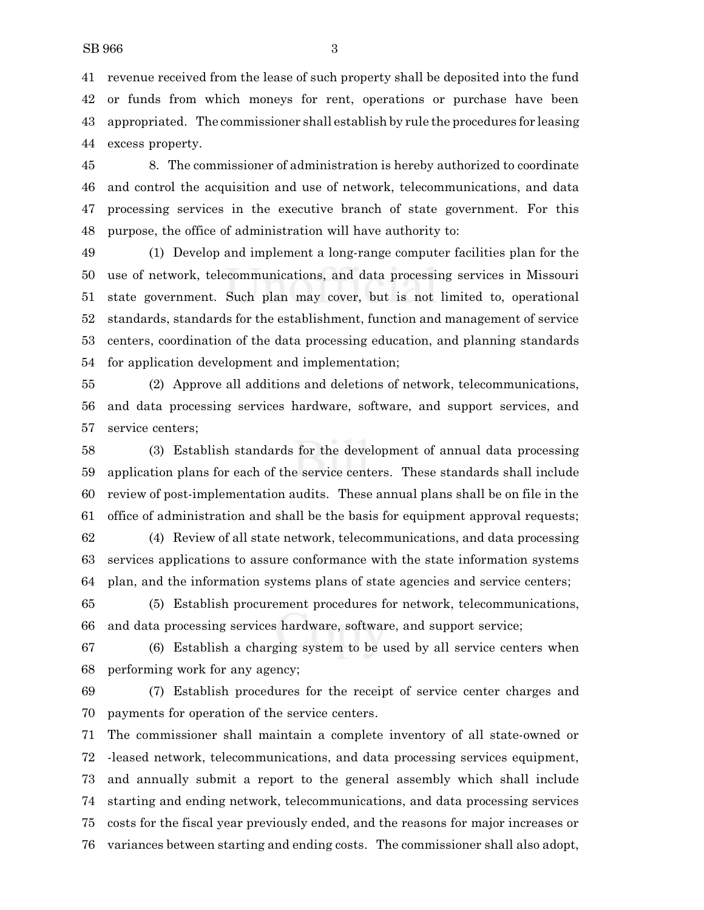revenue received from the lease of such property shall be deposited into the fund or funds from which moneys for rent, operations or purchase have been appropriated. The commissioner shall establish by rule the procedures for leasing excess property.

8. The commissioner of administration is hereby authorized to coordinate and control the acquisition and use of network, telecommunications, and data processing services in the executive branch of state government. For this purpose, the office of administration will have authority to:

(1) Develop and implement a long-range computer facilities plan for the use of network, telecommunications, and data processing services in Missouri state government. Such plan may cover, but is not limited to, operational standards, standards for the establishment, function and management of service centers, coordination of the data processing education, and planning standards for application development and implementation;

(2) Approve all additions and deletions of network, telecommunications, and data processing services hardware, software, and support services, and service centers;

(3) Establish standards for the development of annual data processing application plans for each of the service centers. These standards shall include review of post-implementation audits. These annual plans shall be on file in the office of administration and shall be the basis for equipment approval requests;

(4) Review of all state network, telecommunications, and data processing services applications to assure conformance with the state information systems plan, and the information systems plans of state agencies and service centers;

(5) Establish procurement procedures for network, telecommunications, and data processing services hardware, software, and support service;

(6) Establish a charging system to be used by all service centers when performing work for any agency;

(7) Establish procedures for the receipt of service center charges and payments for operation of the service centers.

The commissioner shall maintain a complete inventory of all state-owned or -leased network, telecommunications, and data processing services equipment, and annually submit a report to the general assembly which shall include starting and ending network, telecommunications, and data processing services costs for the fiscal year previously ended, and the reasons for major increases or variances between starting and ending costs. The commissioner shall also adopt,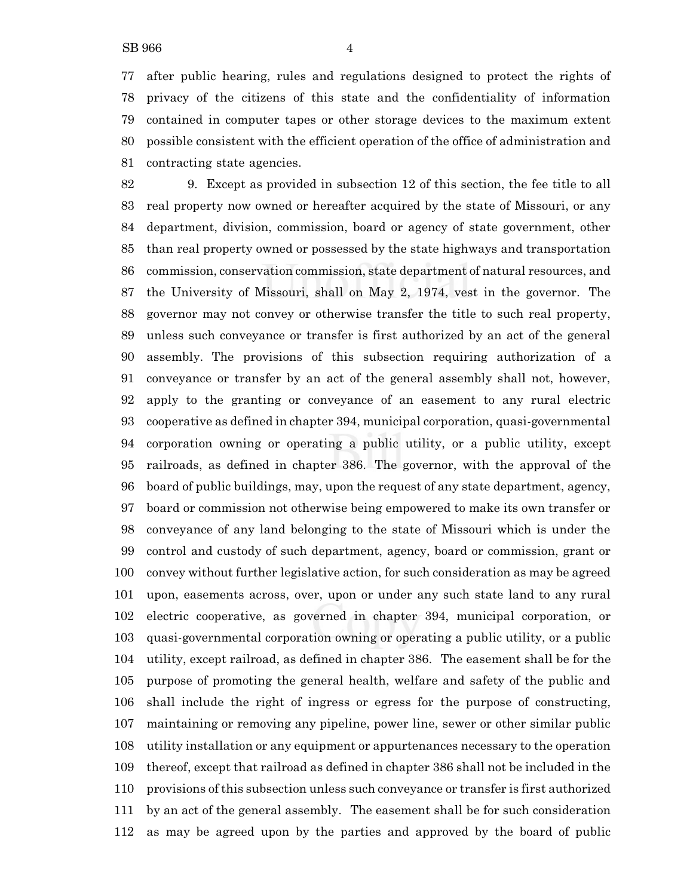after public hearing, rules and regulations designed to protect the rights of privacy of the citizens of this state and the confidentiality of information contained in computer tapes or other storage devices to the maximum extent possible consistent with the efficient operation of the office of administration and contracting state agencies.

9. Except as provided in subsection 12 of this section, the fee title to all real property now owned or hereafter acquired by the state of Missouri, or any department, division, commission, board or agency of state government, other than real property owned or possessed by the state highways and transportation commission, conservation commission, state department of natural resources, and the University of Missouri, shall on May 2, 1974, vest in the governor. The governor may not convey or otherwise transfer the title to such real property, unless such conveyance or transfer is first authorized by an act of the general assembly. The provisions of this subsection requiring authorization of a conveyance or transfer by an act of the general assembly shall not, however, apply to the granting or conveyance of an easement to any rural electric cooperative as defined in chapter 394, municipal corporation, quasi-governmental corporation owning or operating a public utility, or a public utility, except railroads, as defined in chapter 386. The governor, with the approval of the board of public buildings, may, upon the request of any state department, agency, board or commission not otherwise being empowered to make its own transfer or conveyance of any land belonging to the state of Missouri which is under the control and custody of such department, agency, board or commission, grant or convey without further legislative action, for such consideration as may be agreed upon, easements across, over, upon or under any such state land to any rural electric cooperative, as governed in chapter 394, municipal corporation, or quasi-governmental corporation owning or operating a public utility, or a public utility, except railroad, as defined in chapter 386. The easement shall be for the purpose of promoting the general health, welfare and safety of the public and shall include the right of ingress or egress for the purpose of constructing, maintaining or removing any pipeline, power line, sewer or other similar public utility installation or any equipment or appurtenances necessary to the operation thereof, except that railroad as defined in chapter 386 shall not be included in the provisions of this subsection unless such conveyance or transfer is first authorized by an act of the general assembly. The easement shall be for such consideration as may be agreed upon by the parties and approved by the board of public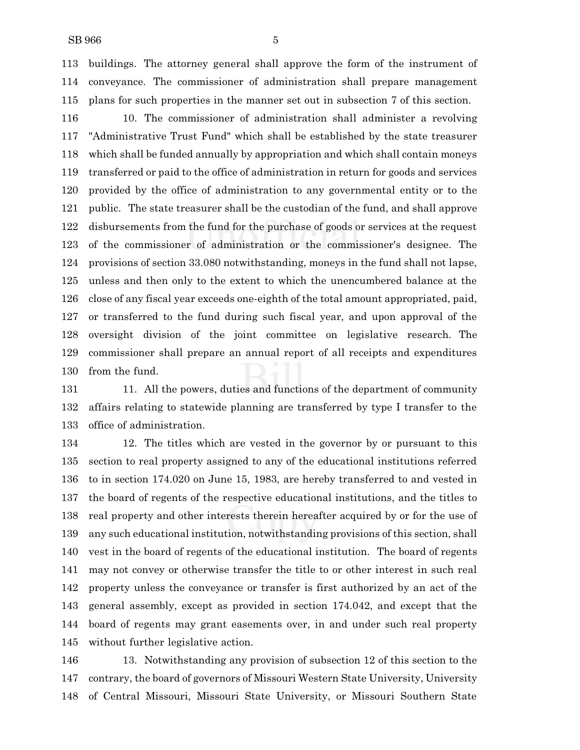buildings. The attorney general shall approve the form of the instrument of conveyance. The commissioner of administration shall prepare management plans for such properties in the manner set out in subsection 7 of this section.

10. The commissioner of administration shall administer a revolving "Administrative Trust Fund" which shall be established by the state treasurer which shall be funded annually by appropriation and which shall contain moneys transferred or paid to the office of administration in return for goods and services provided by the office of administration to any governmental entity or to the public. The state treasurer shall be the custodian of the fund, and shall approve disbursements from the fund for the purchase of goods or services at the request of the commissioner of administration or the commissioner's designee. The provisions of section 33.080 notwithstanding, moneys in the fund shall not lapse, unless and then only to the extent to which the unencumbered balance at the close of any fiscal year exceeds one-eighth of the total amount appropriated, paid, or transferred to the fund during such fiscal year, and upon approval of the oversight division of the joint committee on legislative research. The commissioner shall prepare an annual report of all receipts and expenditures from the fund.

11. All the powers, duties and functions of the department of community affairs relating to statewide planning are transferred by type I transfer to the office of administration.

12. The titles which are vested in the governor by or pursuant to this section to real property assigned to any of the educational institutions referred to in section 174.020 on June 15, 1983, are hereby transferred to and vested in the board of regents of the respective educational institutions, and the titles to real property and other interests therein hereafter acquired by or for the use of any such educational institution, notwithstanding provisions of this section, shall vest in the board of regents of the educational institution. The board of regents may not convey or otherwise transfer the title to or other interest in such real property unless the conveyance or transfer is first authorized by an act of the general assembly, except as provided in section 174.042, and except that the board of regents may grant easements over, in and under such real property without further legislative action.

13. Notwithstanding any provision of subsection 12 of this section to the contrary, the board of governors of Missouri Western State University, University of Central Missouri, Missouri State University, or Missouri Southern State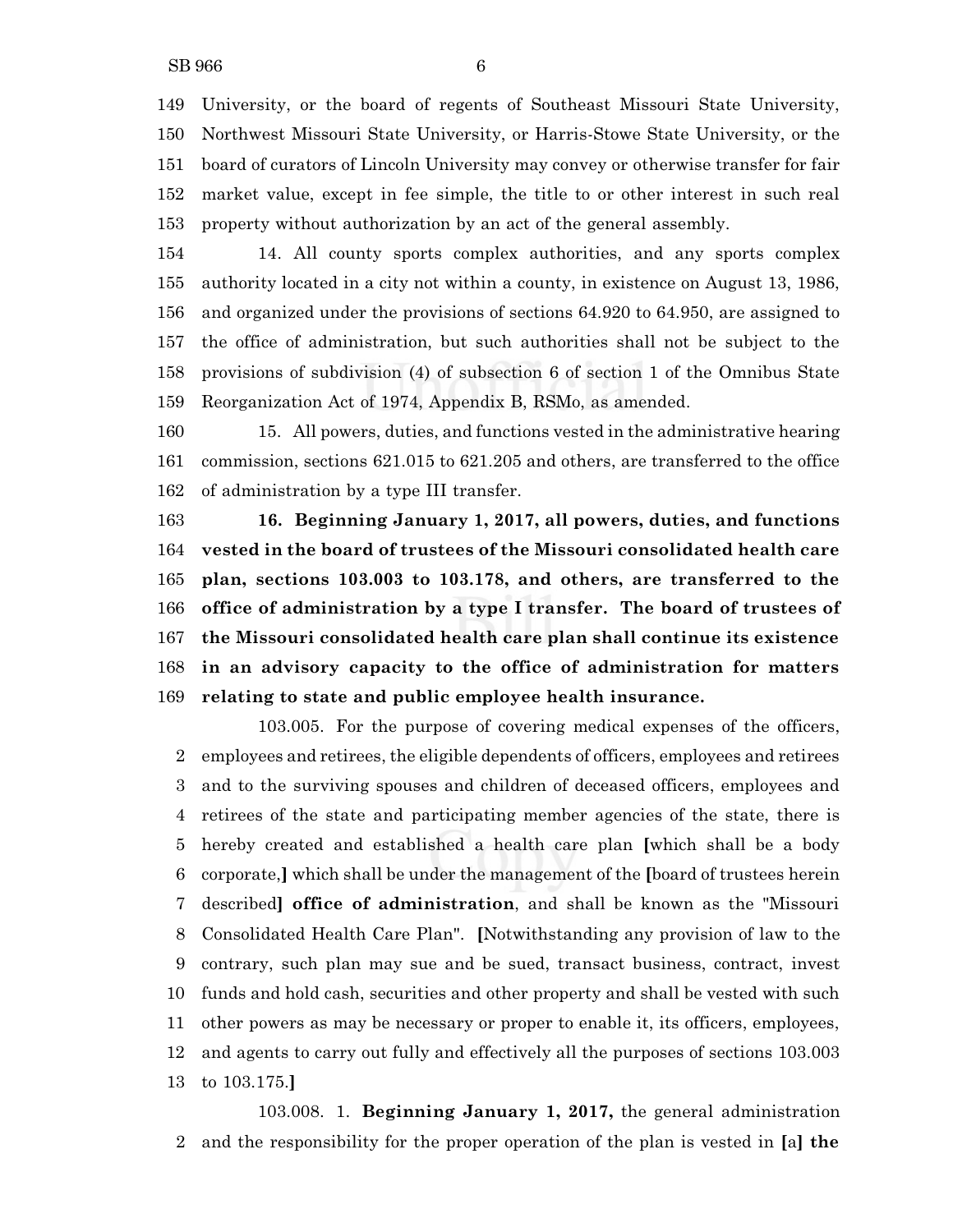University, or the board of regents of Southeast Missouri State University, Northwest Missouri State University, or Harris-Stowe State University, or the board of curators of Lincoln University may convey or otherwise transfer for fair market value, except in fee simple, the title to or other interest in such real property without authorization by an act of the general assembly.

14. All county sports complex authorities, and any sports complex authority located in a city not within a county, in existence on August 13, 1986, and organized under the provisions of sections 64.920 to 64.950, are assigned to the office of administration, but such authorities shall not be subject to the provisions of subdivision (4) of subsection 6 of section 1 of the Omnibus State Reorganization Act of 1974, Appendix B, RSMo, as amended.

15. All powers, duties, and functions vested in the administrative hearing commission, sections 621.015 to 621.205 and others, are transferred to the office of administration by a type III transfer.

**16. Beginning January 1, 2017, all powers, duties, and functions vested in the board of trustees of the Missouri consolidated health care plan, sections 103.003 to 103.178, and others, are transferred to the office of administration by a type I transfer. The board of trustees of the Missouri consolidated health care plan shall continue its existence in an advisory capacity to the office of administration for matters relating to state and public employee health insurance.**

103.005. For the purpose of covering medical expenses of the officers, employees and retirees, the eligible dependents of officers, employees and retirees and to the surviving spouses and children of deceased officers, employees and retirees of the state and participating member agencies of the state, there is hereby created and established a health care plan [which shall be a body corporate,] which shall be under the management of the [board of trustees herein described] **office of administration**, and shall be known as the "Missouri Consolidated Health Care Plan". [Notwithstanding any provision of law to the contrary, such plan may sue and be sued, transact business, contract, invest funds and hold cash, securities and other property and shall be vested with such other powers as may be necessary or proper to enable it, its officers, employees, and agents to carry out fully and effectively all the purposes of sections 103.003 to 103.175.]

103.008. 1. **Beginning January 1, 2017,** the general administration and the responsibility for the proper operation of the plan is vested in [a] **the**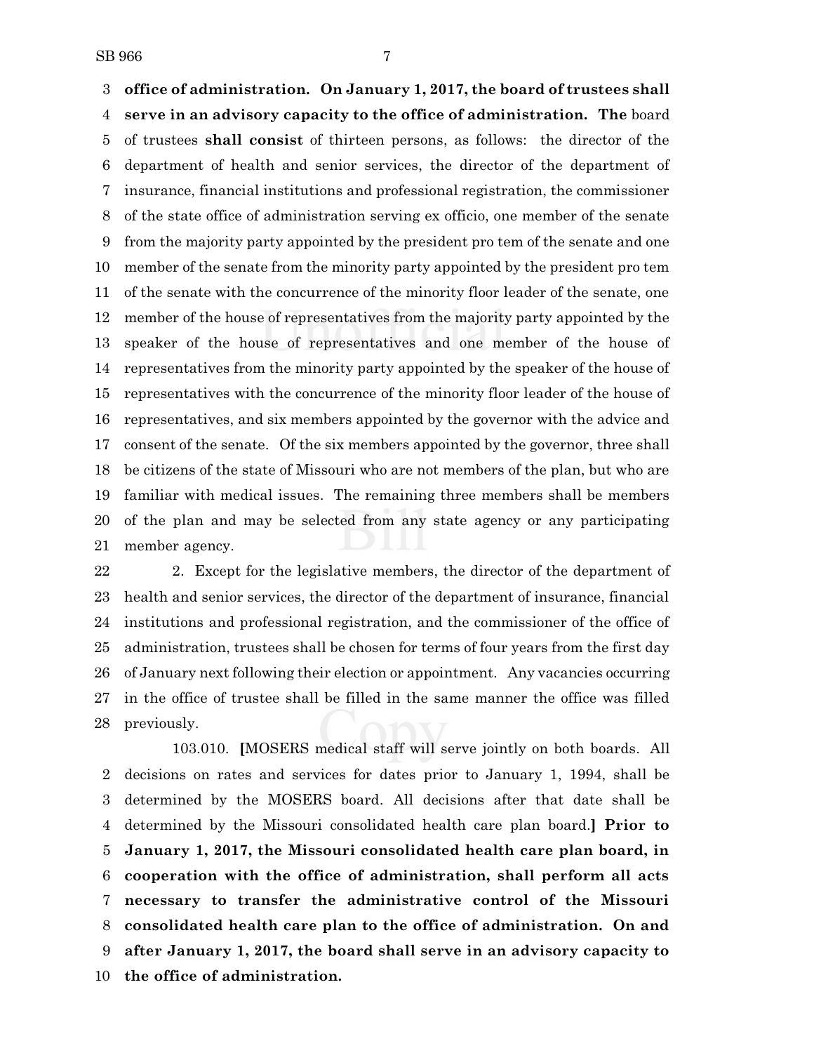**office of administration. On January 1, 2017, the board of trustees shall serve in an advisory capacity to the office of administration. The** board of trustees **shall consist** of thirteen persons, as follows: the director of the department of health and senior services, the director of the department of insurance, financial institutions and professional registration, the commissioner of the state office of administration serving ex officio, one member of the senate from the majority party appointed by the president pro tem of the senate and one member of the senate from the minority party appointed by the president pro tem of the senate with the concurrence of the minority floor leader of the senate, one member of the house of representatives from the majority party appointed by the speaker of the house of representatives and one member of the house of representatives from the minority party appointed by the speaker of the house of representatives with the concurrence of the minority floor leader of the house of representatives, and six members appointed by the governor with the advice and consent of the senate. Of the six members appointed by the governor, three shall be citizens of the state of Missouri who are not members of the plan, but who are familiar with medical issues. The remaining three members shall be members of the plan and may be selected from any state agency or any participating member agency.

2. Except for the legislative members, the director of the department of health and senior services, the director of the department of insurance, financial institutions and professional registration, and the commissioner of the office of administration, trustees shall be chosen for terms of four years from the first day of January next following their election or appointment. Any vacancies occurring in the office of trustee shall be filled in the same manner the office was filled previously.

103.010. **[**MOSERS medical staff will serve jointly on both boards. All decisions on rates and services for dates prior to January 1, 1994, shall be determined by the MOSERS board. All decisions after that date shall be determined by the Missouri consolidated health care plan board.**] Prior to January 1, 2017, the Missouri consolidated health care plan board, in cooperation with the office of administration, shall perform all acts necessary to transfer the administrative control of the Missouri consolidated health care plan to the office of administration. On and after January 1, 2017, the board shall serve in an advisory capacity to the office of administration.**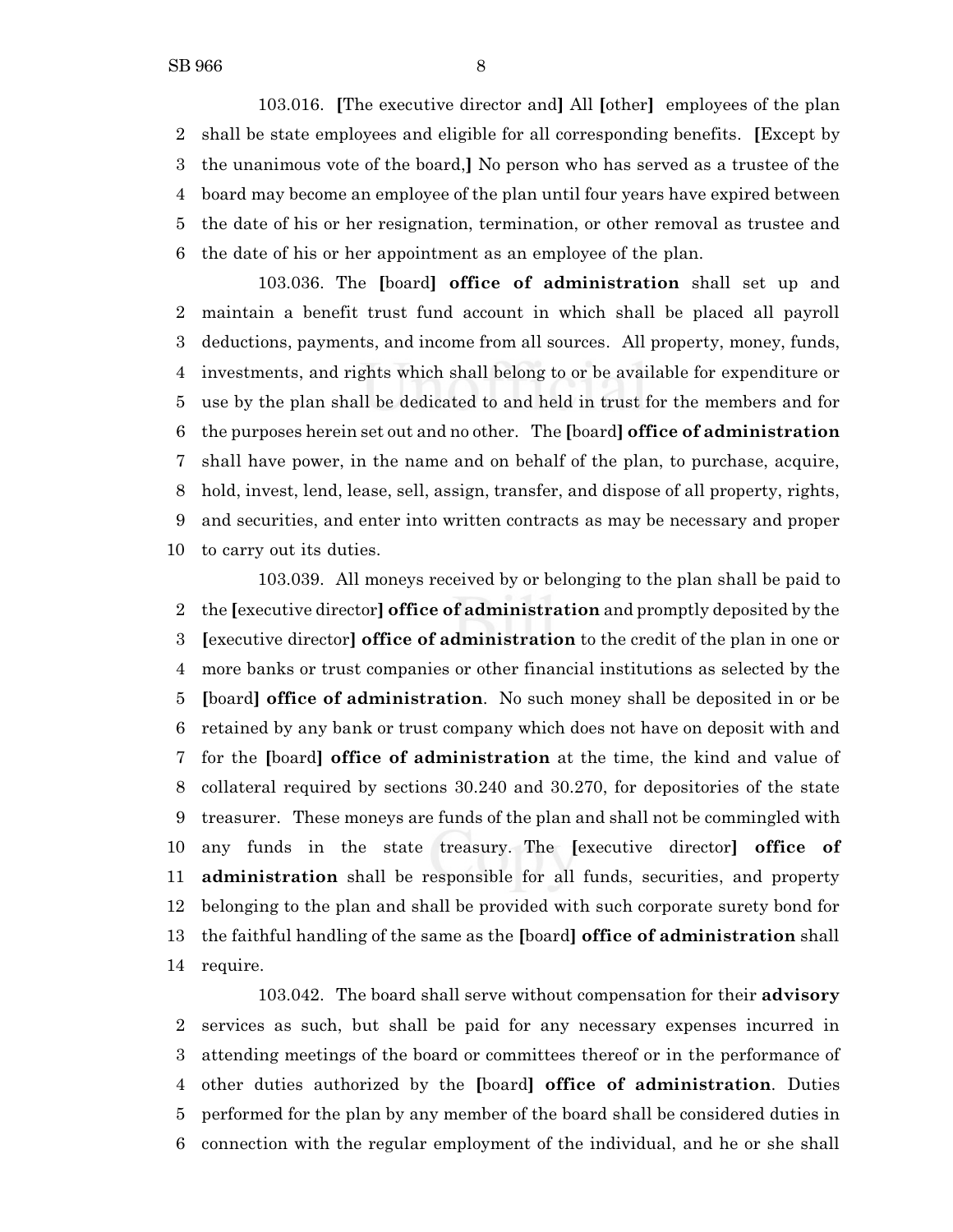103.016. [The executive director and] All [other] employees of the plan shall be state employees and eligible for all corresponding benefits. [Except by the unanimous vote of the board,] No person who has served as a trustee of the board may become an employee of the plan until four years have expired between the date of his or her resignation, termination, or other removal as trustee and the date of his or her appointment as an employee of the plan.

103.036. The [board] **office of administration** shall set up and maintain a benefit trust fund account in which shall be placed all payroll deductions, payments, and income from all sources. All property, money, funds, investments, and rights which shall belong to or be available for expenditure or use by the plan shall be dedicated to and held in trust for the members and for the purposes herein set out and no other. The [board] **office of administration** shall have power, in the name and on behalf of the plan, to purchase, acquire, hold, invest, lend, lease, sell, assign, transfer, and dispose of all property, rights, and securities, and enter into written contracts as may be necessary and proper to carry out its duties.

103.039. All moneys received by or belonging to the plan shall be paid to the [executive director] **office of administration** and promptly deposited by the [executive director] **office of administration** to the credit of the plan in one or more banks or trust companies or other financial institutions as selected by the [board] **office of administration**. No such money shall be deposited in or be retained by any bank or trust company which does not have on deposit with and for the [board] **office of administration** at the time, the kind and value of collateral required by sections 30.240 and 30.270, for depositories of the state treasurer. These moneys are funds of the plan and shall not be commingled with any funds in the state treasury. The [executive director] **office of administration** shall be responsible for all funds, securities, and property belonging to the plan and shall be provided with such corporate surety bond for the faithful handling of the same as the [board] **office of administration** shall require.

103.042. The board shall serve without compensation for their **advisory** services as such, but shall be paid for any necessary expenses incurred in attending meetings of the board or committees thereof or in the performance of other duties authorized by the [board] **office of administration**. Duties performed for the plan by any member of the board shall be considered duties in connection with the regular employment of the individual, and he or she shall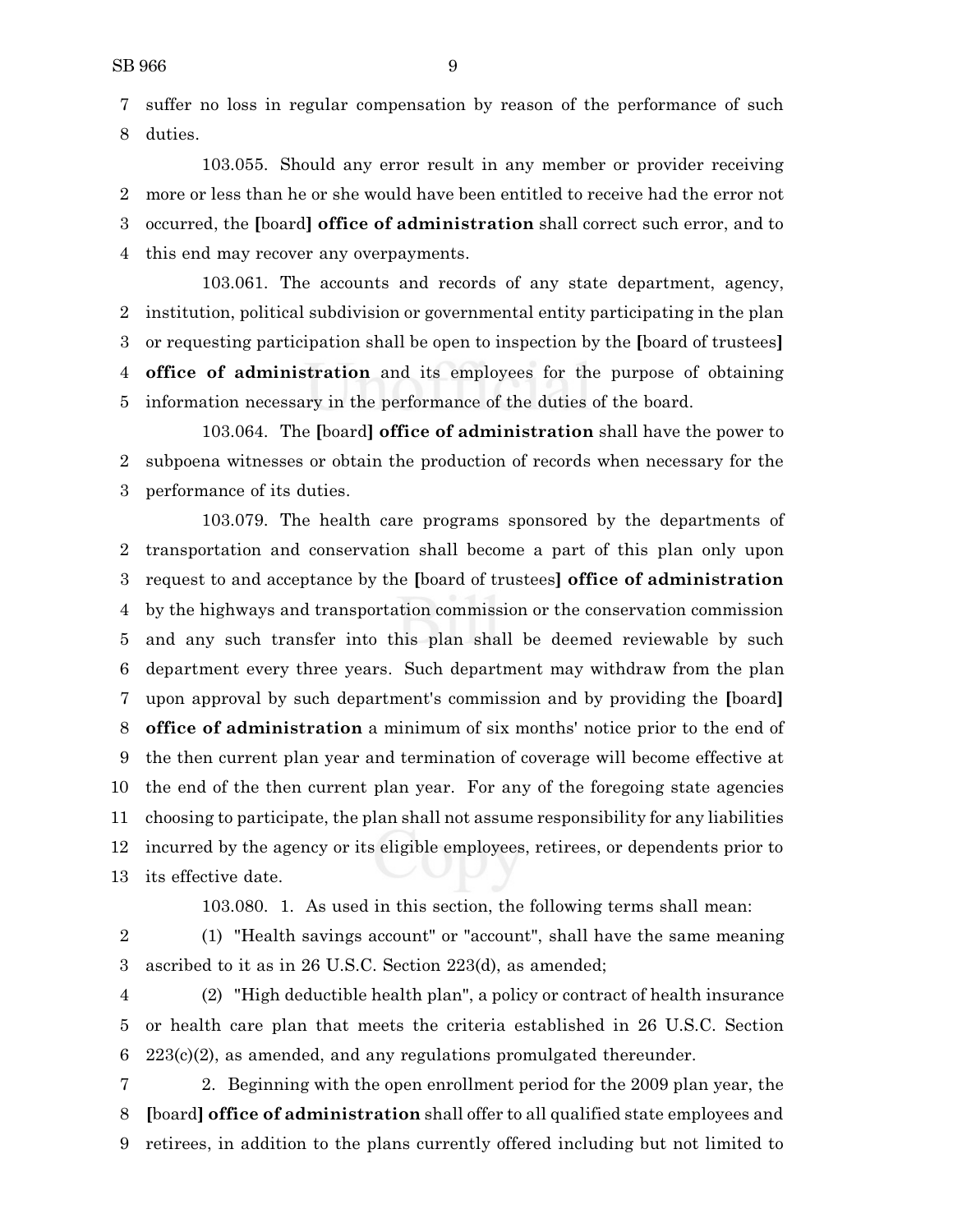suffer no loss in regular compensation by reason of the performance of such duties.

103.055. Should any error result in any member or provider receiving more or less than he or she would have been entitled to receive had the error not occurred, the [board] **office of administration** shall correct such error, and to this end may recover any overpayments.

103.061. The accounts and records of any state department, agency, institution, political subdivision or governmental entity participating in the plan or requesting participation shall be open to inspection by the [board of trustees] **office of administration** and its employees for the purpose of obtaining information necessary in the performance of the duties of the board.

103.064. The [board] **office of administration** shall have the power to subpoena witnesses or obtain the production of records when necessary for the performance of its duties.

103.079. The health care programs sponsored by the departments of transportation and conservation shall become a part of this plan only upon request to and acceptance by the [board of trustees] **office of administration** by the highways and transportation commission or the conservation commission and any such transfer into this plan shall be deemed reviewable by such department every three years. Such department may withdraw from the plan upon approval by such department's commission and by providing the [board] **office of administration** a minimum of six months' notice prior to the end of the then current plan year and termination of coverage will become effective at the end of the then current plan year. For any of the foregoing state agencies choosing to participate, the plan shall not assume responsibility for any liabilities incurred by the agency or its eligible employees, retirees, or dependents prior to its effective date.

103.080. 1. As used in this section, the following terms shall mean:

(1) "Health savings account" or "account", shall have the same meaning ascribed to it as in 26 U.S.C. Section 223(d), as amended;

(2) "High deductible health plan", a policy or contract of health insurance or health care plan that meets the criteria established in 26 U.S.C. Section 223(c)(2), as amended, and any regulations promulgated thereunder.

2. Beginning with the open enrollment period for the 2009 plan year, the [board] **office of administration** shall offer to all qualified state employees and retirees, in addition to the plans currently offered including but not limited to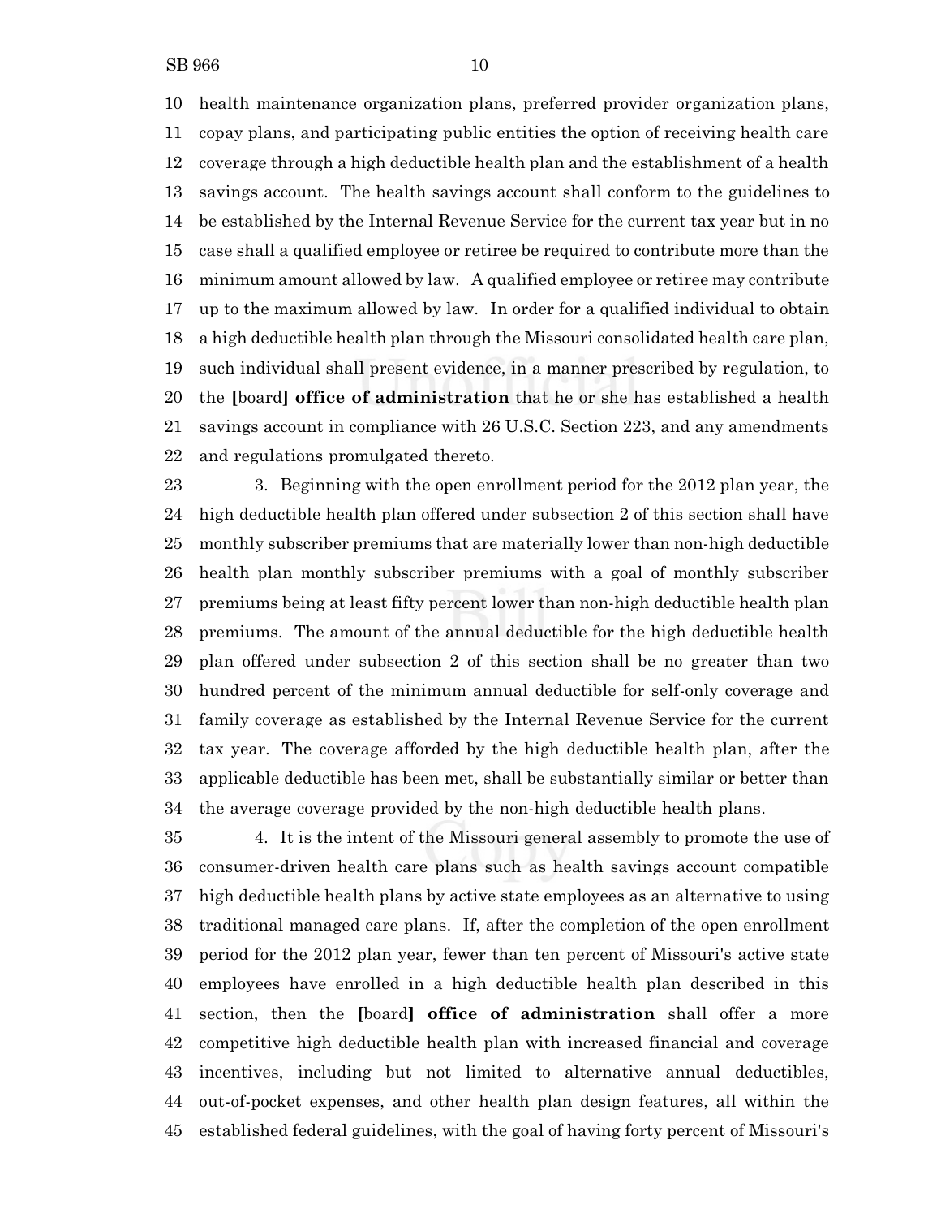health maintenance organization plans, preferred provider organization plans, copay plans, and participating public entities the option of receiving health care coverage through a high deductible health plan and the establishment of a health savings account. The health savings account shall conform to the guidelines to be established by the Internal Revenue Service for the current tax year but in no case shall a qualified employee or retiree be required to contribute more than the minimum amount allowed by law. A qualified employee or retiree may contribute up to the maximum allowed by law. In order for a qualified individual to obtain a high deductible health plan through the Missouri consolidated health care plan, such individual shall present evidence, in a manner prescribed by regulation, to the **[**board**] office of administration** that he or she has established a health savings account in compliance with 26 U.S.C. Section 223, and any amendments and regulations promulgated thereto.

3. Beginning with the open enrollment period for the 2012 plan year, the high deductible health plan offered under subsection 2 of this section shall have monthly subscriber premiums that are materially lower than non-high deductible health plan monthly subscriber premiums with a goal of monthly subscriber premiums being at least fifty percent lower than non-high deductible health plan premiums. The amount of the annual deductible for the high deductible health plan offered under subsection 2 of this section shall be no greater than two hundred percent of the minimum annual deductible for self-only coverage and family coverage as established by the Internal Revenue Service for the current tax year. The coverage afforded by the high deductible health plan, after the applicable deductible has been met, shall be substantially similar or better than the average coverage provided by the non-high deductible health plans.

4. It is the intent of the Missouri general assembly to promote the use of consumer-driven health care plans such as health savings account compatible high deductible health plans by active state employees as an alternative to using traditional managed care plans. If, after the completion of the open enrollment period for the 2012 plan year, fewer than ten percent of Missouri's active state employees have enrolled in a high deductible health plan described in this section, then the **[**board**] office of administration** shall offer a more competitive high deductible health plan with increased financial and coverage incentives, including but not limited to alternative annual deductibles, out-of-pocket expenses, and other health plan design features, all within the established federal guidelines, with the goal of having forty percent of Missouri's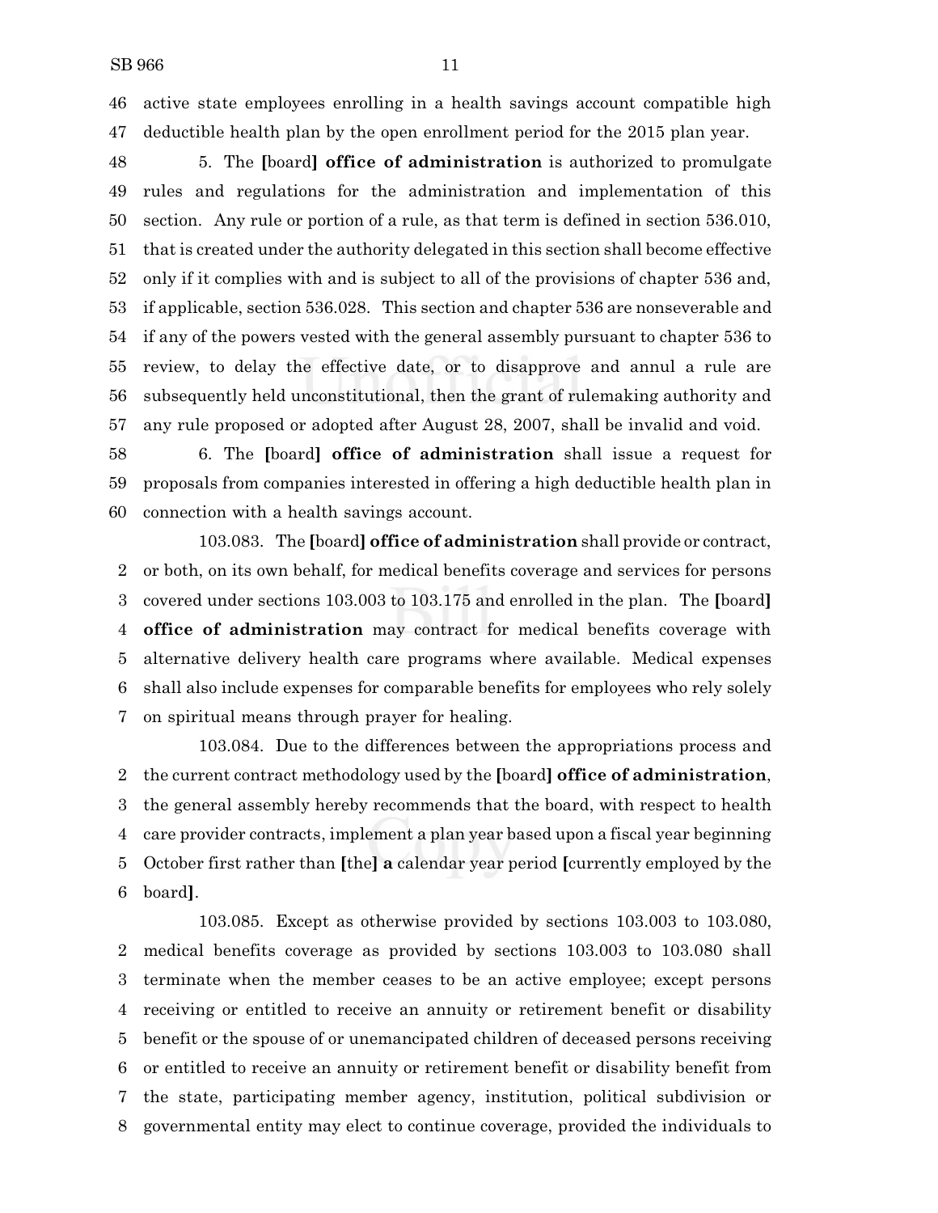active state employees enrolling in a health savings account compatible high deductible health plan by the open enrollment period for the 2015 plan year.

5. The [board] **office of administration** is authorized to promulgate rules and regulations for the administration and implementation of this section. Any rule or portion of a rule, as that term is defined in section 536.010, that is created under the authority delegated in this section shall become effective only if it complies with and is subject to all of the provisions of chapter 536 and, if applicable, section 536.028. This section and chapter 536 are nonseverable and if any of the powers vested with the general assembly pursuant to chapter 536 to review, to delay the effective date, or to disapprove and annul a rule are subsequently held unconstitutional, then the grant of rulemaking authority and any rule proposed or adopted after August 28, 2007, shall be invalid and void.

6. The [board] **office of administration** shall issue a request for proposals from companies interested in offering a high deductible health plan in connection with a health savings account.

103.083. The [board] **office of administration** shall provide or contract, or both, on its own behalf, for medical benefits coverage and services for persons covered under sections 103.003 to 103.175 and enrolled in the plan. The [board] **office of administration** may contract for medical benefits coverage with alternative delivery health care programs where available. Medical expenses shall also include expenses for comparable benefits for employees who rely solely on spiritual means through prayer for healing.

103.084. Due to the differences between the appropriations process and the current contract methodology used by the [board] **office of administration**, the general assembly hereby recommends that the board, with respect to health care provider contracts, implement a plan year based upon a fiscal year beginning October first rather than [the] **a** calendar year period [currently employed by the board].

103.085. Except as otherwise provided by sections 103.003 to 103.080, medical benefits coverage as provided by sections 103.003 to 103.080 shall terminate when the member ceases to be an active employee; except persons receiving or entitled to receive an annuity or retirement benefit or disability benefit or the spouse of or unemancipated children of deceased persons receiving or entitled to receive an annuity or retirement benefit or disability benefit from the state, participating member agency, institution, political subdivision or governmental entity may elect to continue coverage, provided the individuals to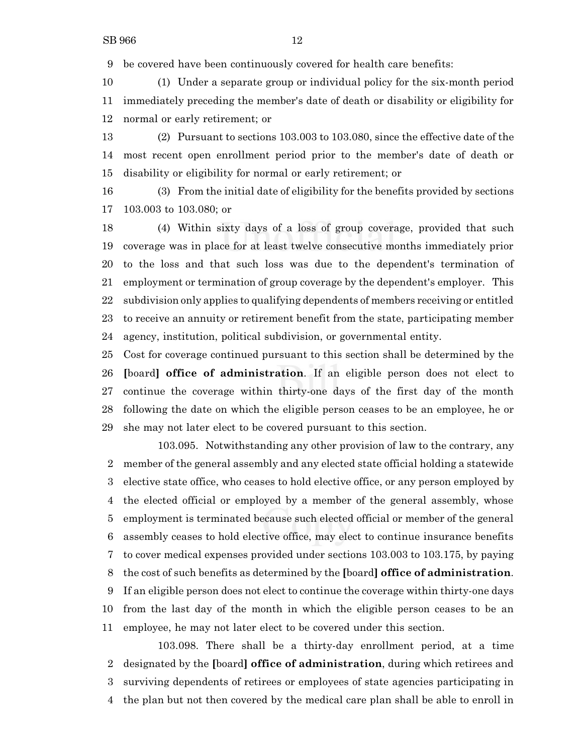9 be covered have been continuously covered for health care benefits:

10 (1) Under a separate group or individual policy for the six-month period 11 immediately preceding the member's date of death or disability or eligibility for 12 normal or early retirement; or

13 (2) Pursuant to sections 103.003 to 103.080, since the effective date of the 14 most recent open enrollment period prior to the member's date of death or 15 disability or eligibility for normal or early retirement; or

16 (3) From the initial date of eligibility for the benefits provided by sections 17 103.003 to 103.080; or

18 (4) Within sixty days of a loss of group coverage, provided that such 19 coverage was in place for at least twelve consecutive months immediately prior 20 to the loss and that such loss was due to the dependent's termination of 21 employment or termination of group coverage by the dependent's employer. This 22 subdivision only applies to qualifying dependents of members receiving or entitled 23 to receive an annuity or retirement benefit from the state, participating member 24 agency, institution, political subdivision, or governmental entity.

25 Cost for coverage continued pursuant to this section shall be determined by the 26 **[**board**]** **office of administration**. If an eligible person does not elect to 27 continue the coverage within thirty-one days of the first day of the month 28 following the date on which the eligible person ceases to be an employee, he or 29 she may not later elect to be covered pursuant to this section.

103.095. Notwithstanding any other provision of law to the contrary, any 2 member of the general assembly and any elected state official holding a statewide 3 elective state office, who ceases to hold elective office, or any person employed by 4 the elected official or employed by a member of the general assembly, whose 5 employment is terminated because such elected official or member of the general 6 assembly ceases to hold elective office, may elect to continue insurance benefits 7 to cover medical expenses provided under sections 103.003 to 103.175, by paying 8 the cost of such benefits as determined by the **[**board**]** **office of administration**. 9 If an eligible person does not elect to continue the coverage within thirty-one days 10 from the last day of the month in which the eligible person ceases to be an 11 employee, he may not later elect to be covered under this section.

103.098. There shall be a thirty-day enrollment period, at a time 2 designated by the **[**board**]** **office of administration**, during which retirees and 3 surviving dependents of retirees or employees of state agencies participating in 4 the plan but not then covered by the medical care plan shall be able to enroll in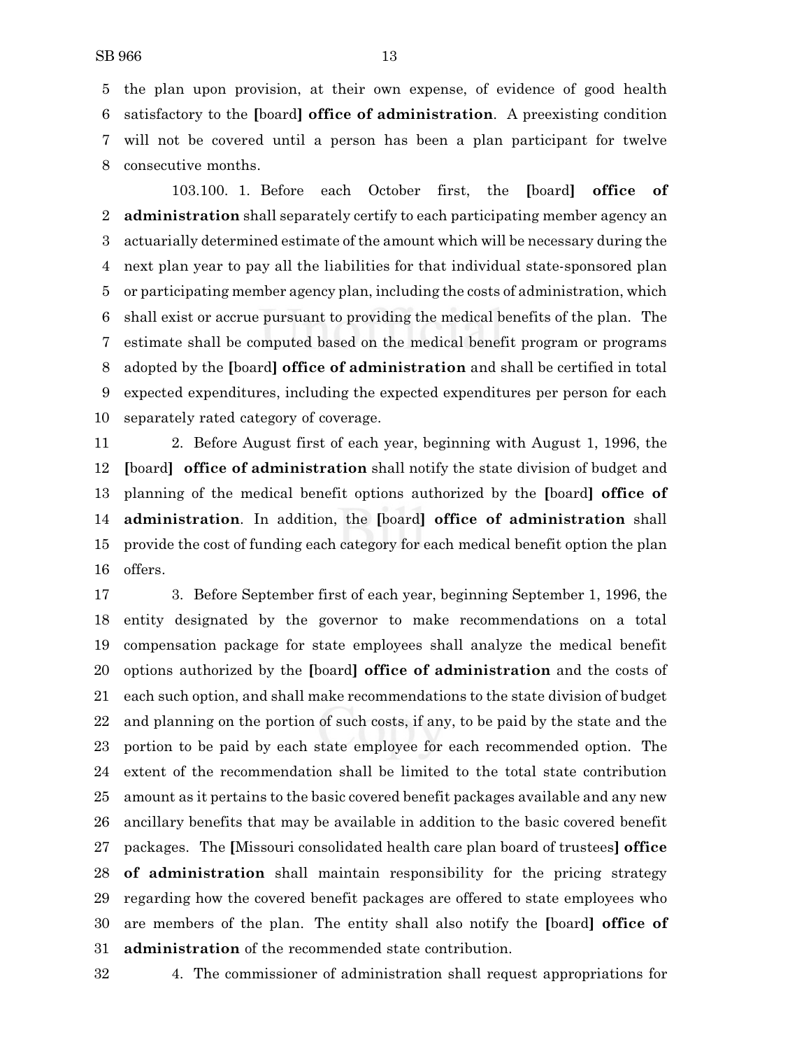the plan upon provision, at their own expense, of evidence of good health satisfactory to the [board] **office of administration**. A preexisting condition will not be covered until a person has been a plan participant for twelve consecutive months.

103.100. 1. Before each October first, the [board] **office of administration** shall separately certify to each participating member agency an actuarially determined estimate of the amount which will be necessary during the next plan year to pay all the liabilities for that individual state-sponsored plan or participating member agency plan, including the costs of administration, which shall exist or accrue pursuant to providing the medical benefits of the plan. The estimate shall be computed based on the medical benefit program or programs adopted by the [board] **office of administration** and shall be certified in total expected expenditures, including the expected expenditures per person for each separately rated category of coverage.

2. Before August first of each year, beginning with August 1, 1996, the [board] **office of administration** shall notify the state division of budget and planning of the medical benefit options authorized by the [board] **office of administration**. In addition, the [board] **office of administration** shall provide the cost of funding each category for each medical benefit option the plan offers.

3. Before September first of each year, beginning September 1, 1996, the entity designated by the governor to make recommendations on a total compensation package for state employees shall analyze the medical benefit options authorized by the [board] **office of administration** and the costs of each such option, and shall make recommendations to the state division of budget and planning on the portion of such costs, if any, to be paid by the state and the portion to be paid by each state employee for each recommended option. The extent of the recommendation shall be limited to the total state contribution amount as it pertains to the basic covered benefit packages available and any new ancillary benefits that may be available in addition to the basic covered benefit packages. The [Missouri consolidated health care plan board of trustees] **office of administration** shall maintain responsibility for the pricing strategy regarding how the covered benefit packages are offered to state employees who are members of the plan. The entity shall also notify the [board] **office of administration** of the recommended state contribution.

4. The commissioner of administration shall request appropriations for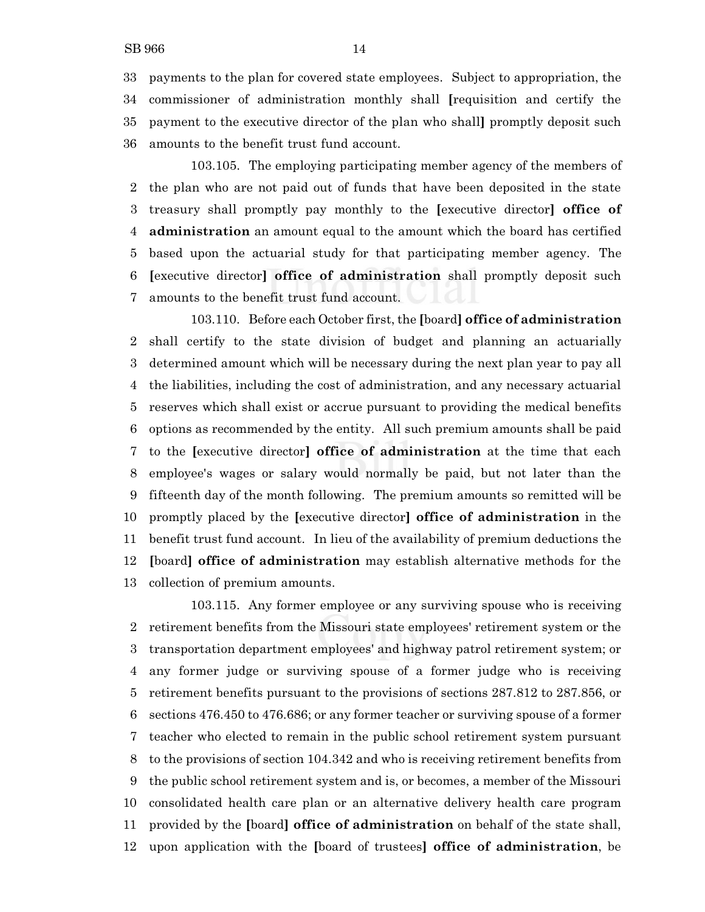33 payments to the plan for covered state employees. Subject to appropriation, the
34 commissioner of administration monthly shall [requisition and certify the
35 payment to the executive director of the plan who shall] promptly deposit such
36 amounts to the benefit trust fund account.

103.105. The employing participating member agency of the members of
2 the plan who are not paid out of funds that have been deposited in the state
3 treasury shall promptly pay monthly to the [executive director] **office of**
4 **administration** an amount equal to the amount which the board has certified
5 based upon the actuarial study for that participating member agency. The
6 [executive director] **office of administration** shall promptly deposit such
7 amounts to the benefit trust fund account.

103.110. Before each October first, the [board] **office of administration**
2 shall certify to the state division of budget and planning an actuarially
3 determined amount which will be necessary during the next plan year to pay all
4 the liabilities, including the cost of administration, and any necessary actuarial
5 reserves which shall exist or accrue pursuant to providing the medical benefits
6 options as recommended by the entity. All such premium amounts shall be paid
7 to the [executive director] **office of administration** at the time that each
8 employee's wages or salary would normally be paid, but not later than the
9 fifteenth day of the month following. The premium amounts so remitted will be
10 promptly placed by the [executive director] **office of administration** in the
11 benefit trust fund account. In lieu of the availability of premium deductions the
12 [board] **office of administration** may establish alternative methods for the
13 collection of premium amounts.

103.115. Any former employee or any surviving spouse who is receiving
2 retirement benefits from the Missouri state employees' retirement system or the
3 transportation department employees' and highway patrol retirement system; or
4 any former judge or surviving spouse of a former judge who is receiving
5 retirement benefits pursuant to the provisions of sections 287.812 to 287.856, or
6 sections 476.450 to 476.686; or any former teacher or surviving spouse of a former
7 teacher who elected to remain in the public school retirement system pursuant
8 to the provisions of section 104.342 and who is receiving retirement benefits from
9 the public school retirement system and is, or becomes, a member of the Missouri
10 consolidated health care plan or an alternative delivery health care program
11 provided by the [board] **office of administration** on behalf of the state shall,
12 upon application with the [board of trustees] **office of administration**, be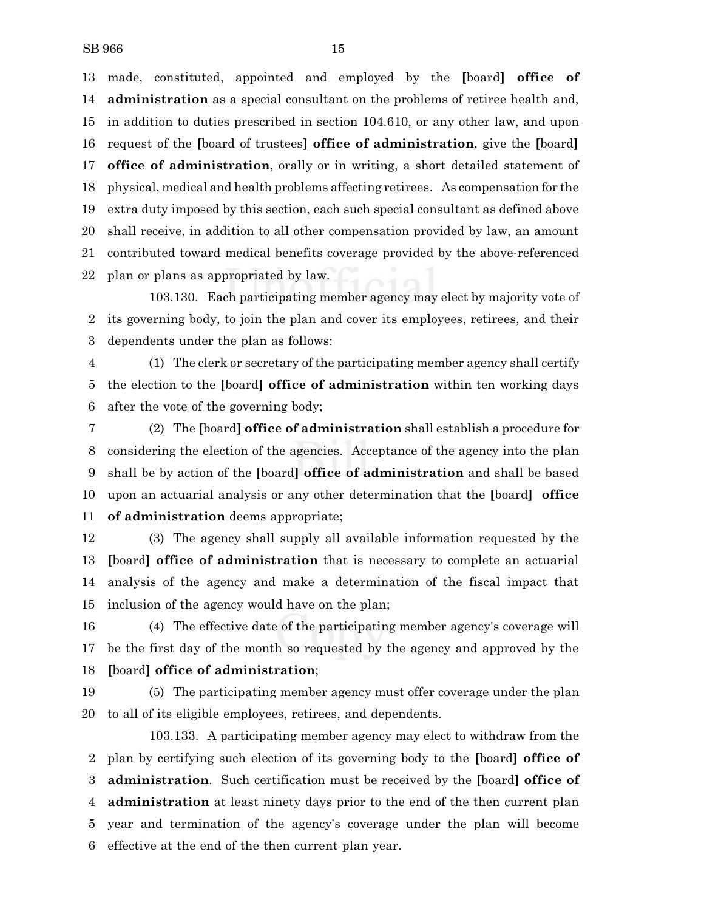made, constituted, appointed and employed by the [board] **office of administration** as a special consultant on the problems of retiree health and, in addition to duties prescribed in section 104.610, or any other law, and upon request of the [board of trustees] **office of administration**, give the [board] **office of administration**, orally or in writing, a short detailed statement of physical, medical and health problems affecting retirees. As compensation for the extra duty imposed by this section, each such special consultant as defined above shall receive, in addition to all other compensation provided by law, an amount contributed toward medical benefits coverage provided by the above-referenced plan or plans as appropriated by law.

103.130. Each participating member agency may elect by majority vote of its governing body, to join the plan and cover its employees, retirees, and their dependents under the plan as follows:

(1) The clerk or secretary of the participating member agency shall certify the election to the [board] **office of administration** within ten working days after the vote of the governing body;

(2) The [board] **office of administration** shall establish a procedure for considering the election of the agencies. Acceptance of the agency into the plan shall be by action of the [board] **office of administration** and shall be based upon an actuarial analysis or any other determination that the [board] **office of administration** deems appropriate;

(3) The agency shall supply all available information requested by the [board] **office of administration** that is necessary to complete an actuarial analysis of the agency and make a determination of the fiscal impact that inclusion of the agency would have on the plan;

(4) The effective date of the participating member agency's coverage will be the first day of the month so requested by the agency and approved by the [board] **office of administration**;

(5) The participating member agency must offer coverage under the plan to all of its eligible employees, retirees, and dependents.

103.133. A participating member agency may elect to withdraw from the plan by certifying such election of its governing body to the [board] **office of administration**. Such certification must be received by the [board] **office of administration** at least ninety days prior to the end of the then current plan year and termination of the agency's coverage under the plan will become effective at the end of the then current plan year.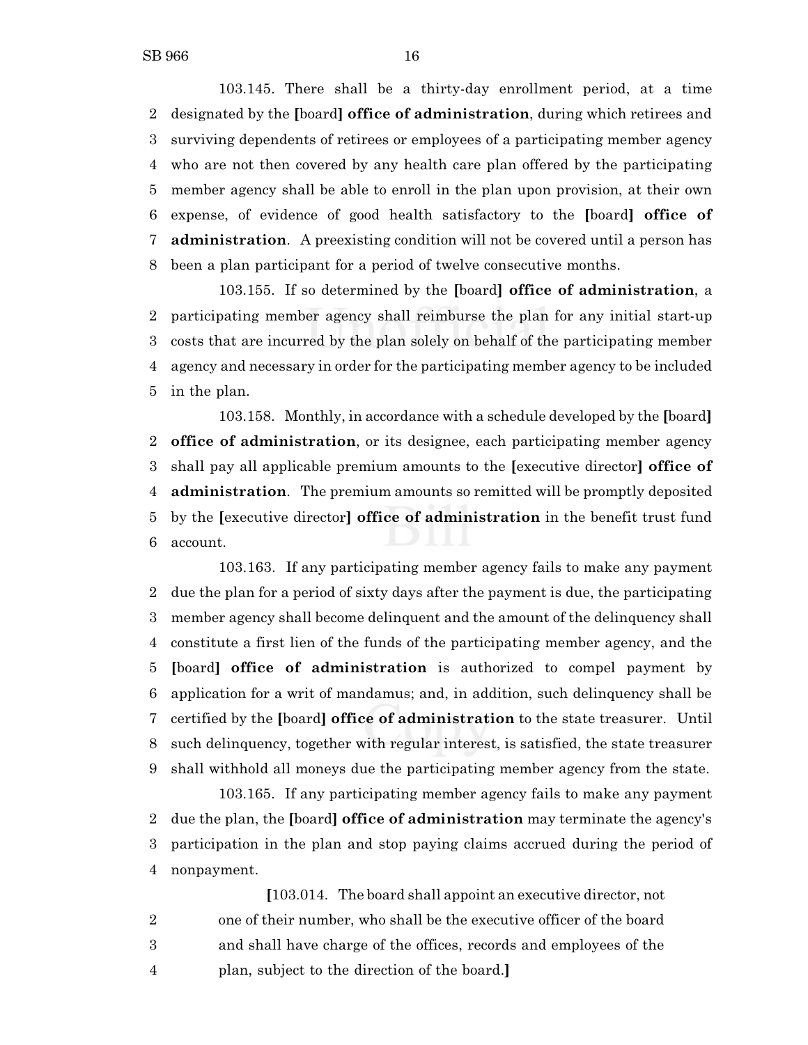103.145. There shall be a thirty-day enrollment period, at a time designated by the [board] **office of administration**, during which retirees and surviving dependents of retirees or employees of a participating member agency who are not then covered by any health care plan offered by the participating member agency shall be able to enroll in the plan upon provision, at their own expense, of evidence of good health satisfactory to the [board] **office of administration**. A preexisting condition will not be covered until a person has been a plan participant for a period of twelve consecutive months.

103.155. If so determined by the [board] **office of administration**, a participating member agency shall reimburse the plan for any initial start-up costs that are incurred by the plan solely on behalf of the participating member agency and necessary in order for the participating member agency to be included in the plan.

103.158. Monthly, in accordance with a schedule developed by the [board] **office of administration**, or its designee, each participating member agency shall pay all applicable premium amounts to the [executive director] **office of administration**. The premium amounts so remitted will be promptly deposited by the [executive director] **office of administration** in the benefit trust fund account.

103.163. If any participating member agency fails to make any payment due the plan for a period of sixty days after the payment is due, the participating member agency shall become delinquent and the amount of the delinquency shall constitute a first lien of the funds of the participating member agency, and the [board] **office of administration** is authorized to compel payment by application for a writ of mandamus; and, in addition, such delinquency shall be certified by the [board] **office of administration** to the state treasurer. Until such delinquency, together with regular interest, is satisfied, the state treasurer shall withhold all moneys due the participating member agency from the state.

103.165. If any participating member agency fails to make any payment due the plan, the [board] **office of administration** may terminate the agency's participation in the plan and stop paying claims accrued during the period of nonpayment.

> [103.014. The board shall appoint an executive director, not one of their number, who shall be the executive officer of the board and shall have charge of the offices, records and employees of the plan, subject to the direction of the board.]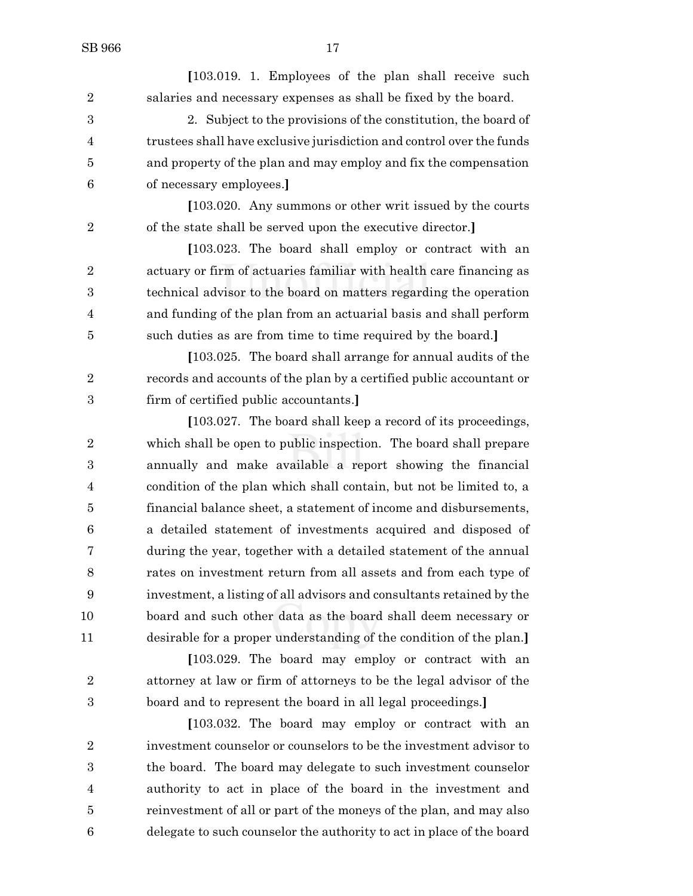[103.019. 1. Employees of the plan shall receive such salaries and necessary expenses as shall be fixed by the board.

2. Subject to the provisions of the constitution, the board of trustees shall have exclusive jurisdiction and control over the funds and property of the plan and may employ and fix the compensation of necessary employees.]

[103.020. Any summons or other writ issued by the courts of the state shall be served upon the executive director.]

[103.023. The board shall employ or contract with an actuary or firm of actuaries familiar with health care financing as technical advisor to the board on matters regarding the operation and funding of the plan from an actuarial basis and shall perform such duties as are from time to time required by the board.]

[103.025. The board shall arrange for annual audits of the records and accounts of the plan by a certified public accountant or firm of certified public accountants.]

[103.027. The board shall keep a record of its proceedings, which shall be open to public inspection. The board shall prepare annually and make available a report showing the financial condition of the plan which shall contain, but not be limited to, a financial balance sheet, a statement of income and disbursements, a detailed statement of investments acquired and disposed of during the year, together with a detailed statement of the annual rates on investment return from all assets and from each type of investment, a listing of all advisors and consultants retained by the board and such other data as the board shall deem necessary or desirable for a proper understanding of the condition of the plan.]

[103.029. The board may employ or contract with an attorney at law or firm of attorneys to be the legal advisor of the board and to represent the board in all legal proceedings.]

[103.032. The board may employ or contract with an investment counselor or counselors to be the investment advisor to the board. The board may delegate to such investment counselor authority to act in place of the board in the investment and reinvestment of all or part of the moneys of the plan, and may also delegate to such counselor the authority to act in place of the board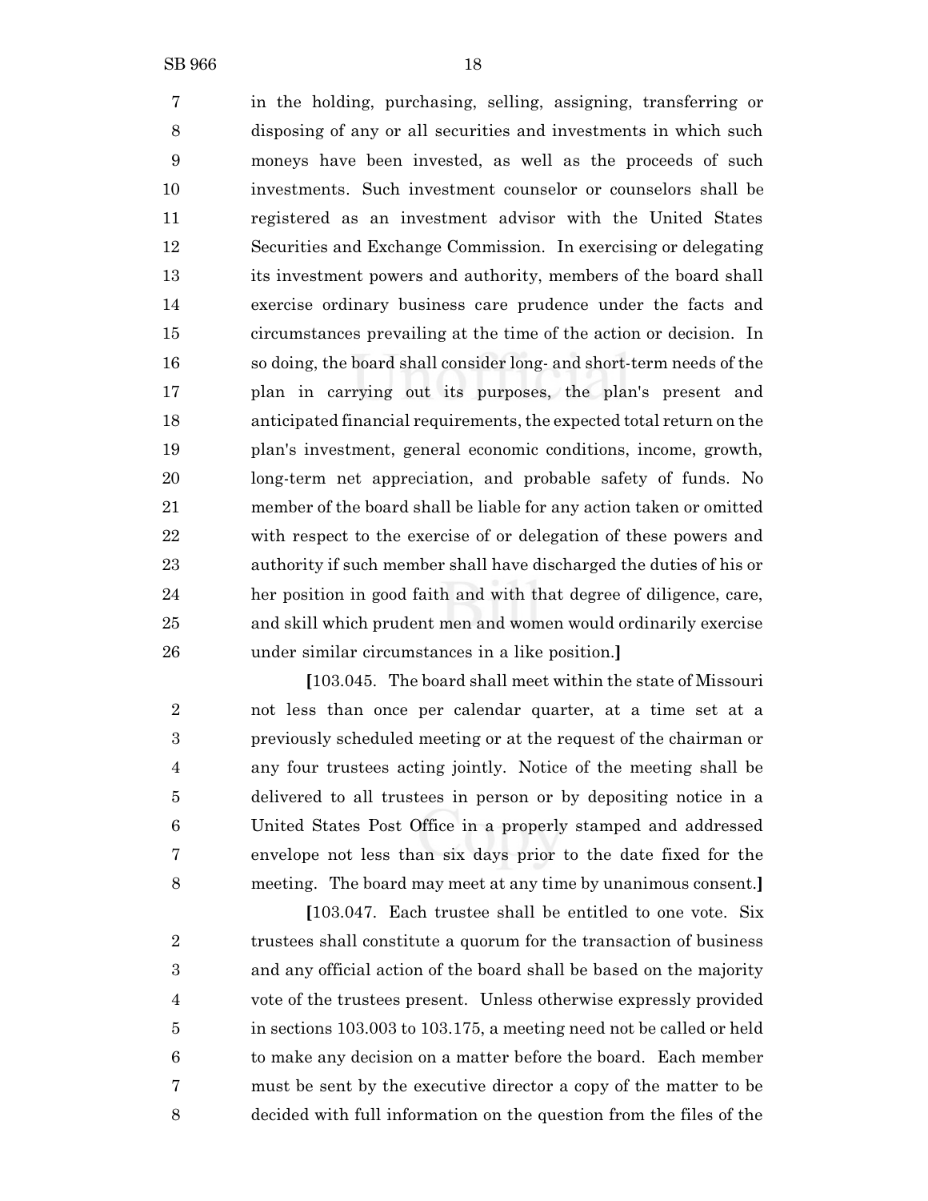in the holding, purchasing, selling, assigning, transferring or disposing of any or all securities and investments in which such moneys have been invested, as well as the proceeds of such investments. Such investment counselor or counselors shall be registered as an investment advisor with the United States Securities and Exchange Commission. In exercising or delegating its investment powers and authority, members of the board shall exercise ordinary business care prudence under the facts and circumstances prevailing at the time of the action or decision. In so doing, the board shall consider long- and short-term needs of the plan in carrying out its purposes, the plan's present and anticipated financial requirements, the expected total return on the plan's investment, general economic conditions, income, growth, long-term net appreciation, and probable safety of funds. No member of the board shall be liable for any action taken or omitted with respect to the exercise of or delegation of these powers and authority if such member shall have discharged the duties of his or her position in good faith and with that degree of diligence, care, and skill which prudent men and women would ordinarily exercise under similar circumstances in a like position.]

[103.045. The board shall meet within the state of Missouri not less than once per calendar quarter, at a time set at a previously scheduled meeting or at the request of the chairman or any four trustees acting jointly. Notice of the meeting shall be delivered to all trustees in person or by depositing notice in a United States Post Office in a properly stamped and addressed envelope not less than six days prior to the date fixed for the meeting. The board may meet at any time by unanimous consent.]

[103.047. Each trustee shall be entitled to one vote. Six trustees shall constitute a quorum for the transaction of business and any official action of the board shall be based on the majority vote of the trustees present. Unless otherwise expressly provided in sections 103.003 to 103.175, a meeting need not be called or held to make any decision on a matter before the board. Each member must be sent by the executive director a copy of the matter to be decided with full information on the question from the files of the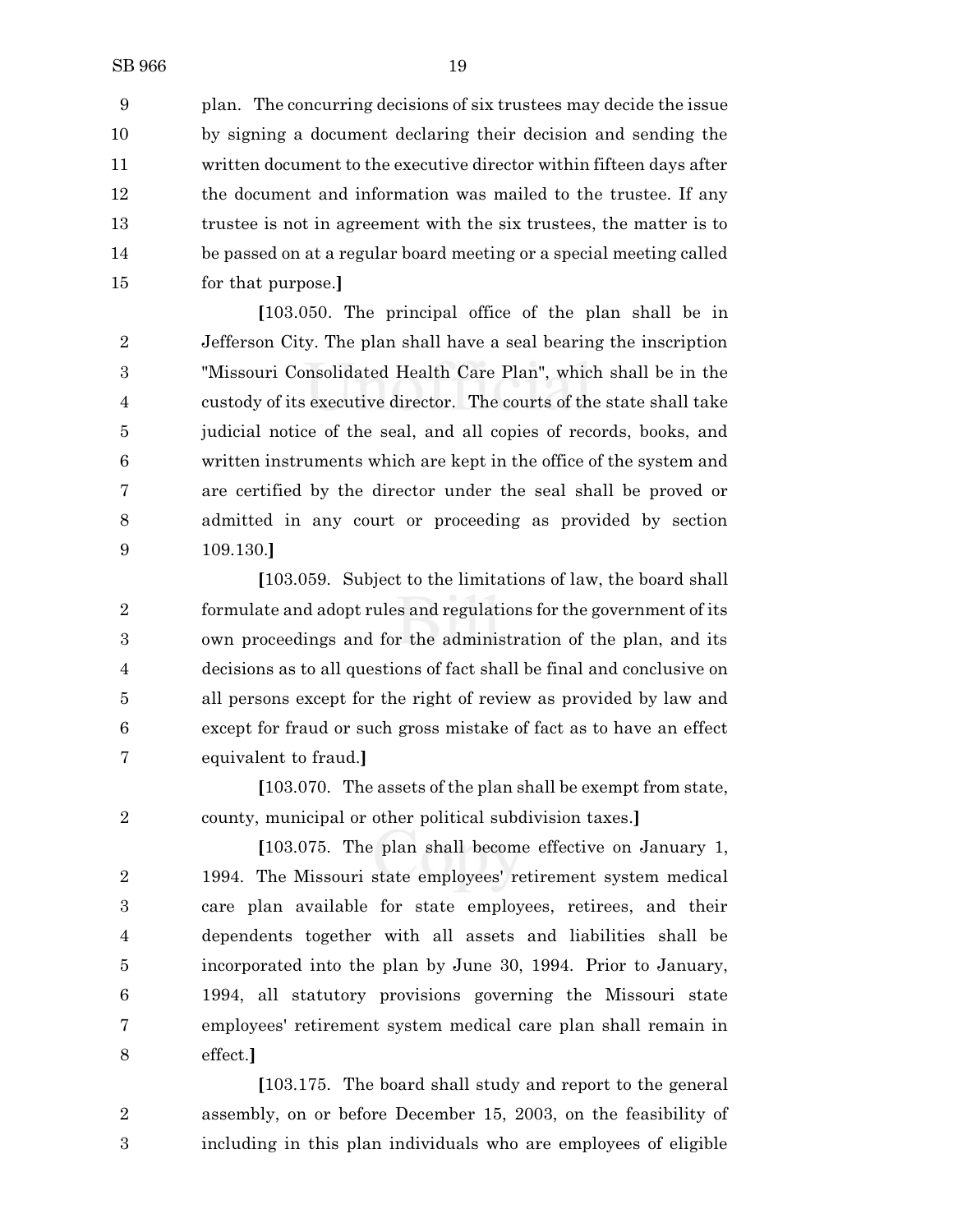plan. The concurring decisions of six trustees may decide the issue by signing a document declaring their decision and sending the written document to the executive director within fifteen days after the document and information was mailed to the trustee. If any trustee is not in agreement with the six trustees, the matter is to be passed on at a regular board meeting or a special meeting called for that purpose.]

[103.050. The principal office of the plan shall be in Jefferson City. The plan shall have a seal bearing the inscription "Missouri Consolidated Health Care Plan", which shall be in the custody of its executive director. The courts of the state shall take judicial notice of the seal, and all copies of records, books, and written instruments which are kept in the office of the system and are certified by the director under the seal shall be proved or admitted in any court or proceeding as provided by section 109.130.]

[103.059. Subject to the limitations of law, the board shall formulate and adopt rules and regulations for the government of its own proceedings and for the administration of the plan, and its decisions as to all questions of fact shall be final and conclusive on all persons except for the right of review as provided by law and except for fraud or such gross mistake of fact as to have an effect equivalent to fraud.]

[103.070. The assets of the plan shall be exempt from state, county, municipal or other political subdivision taxes.]

[103.075. The plan shall become effective on January 1, 1994. The Missouri state employees' retirement system medical care plan available for state employees, retirees, and their dependents together with all assets and liabilities shall be incorporated into the plan by June 30, 1994. Prior to January, 1994, all statutory provisions governing the Missouri state employees' retirement system medical care plan shall remain in effect.]

[103.175. The board shall study and report to the general assembly, on or before December 15, 2003, on the feasibility of including in this plan individuals who are employees of eligible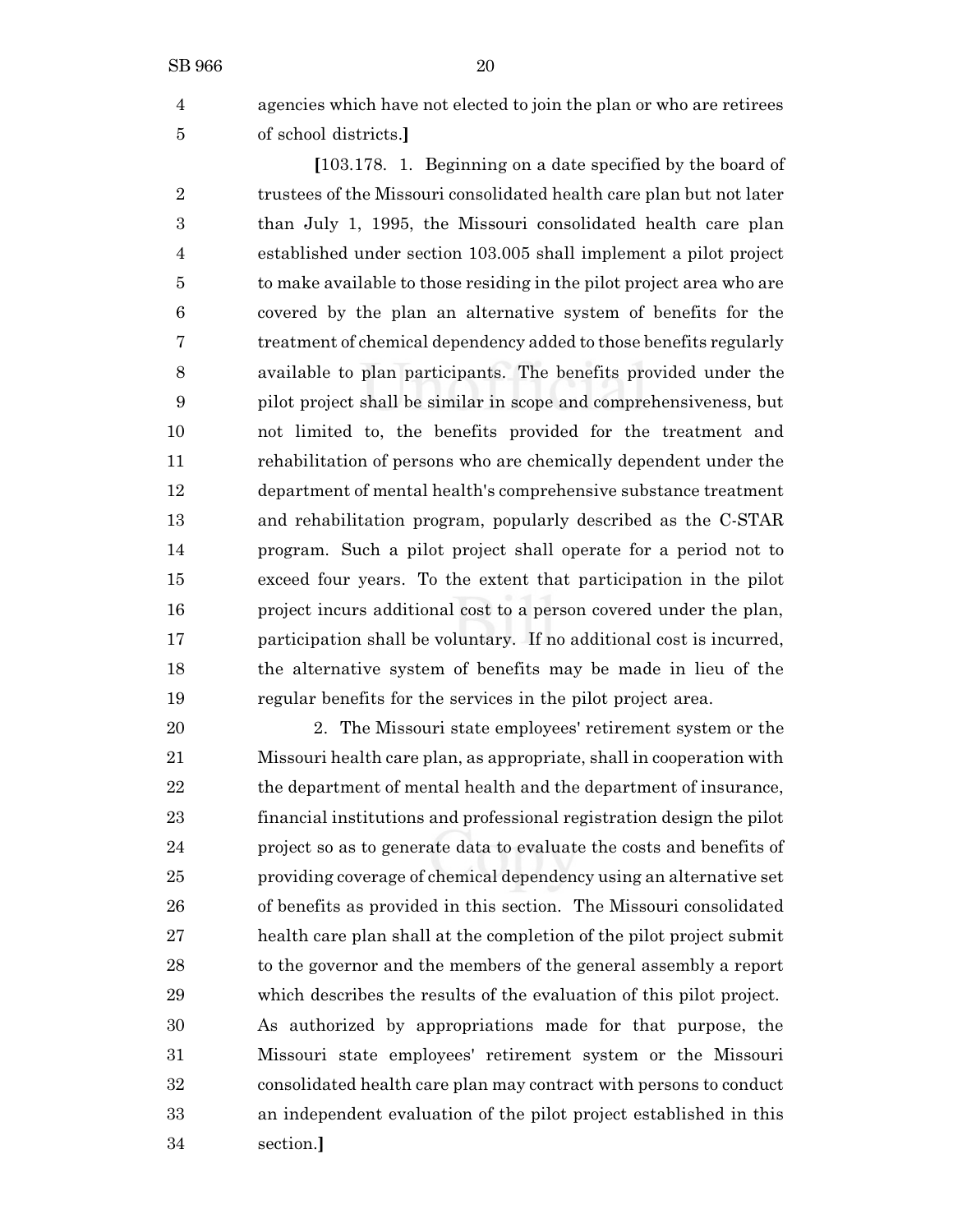agencies which have not elected to join the plan or who are retirees of school districts.]

[103.178. 1. Beginning on a date specified by the board of trustees of the Missouri consolidated health care plan but not later than July 1, 1995, the Missouri consolidated health care plan established under section 103.005 shall implement a pilot project to make available to those residing in the pilot project area who are covered by the plan an alternative system of benefits for the treatment of chemical dependency added to those benefits regularly available to plan participants. The benefits provided under the pilot project shall be similar in scope and comprehensiveness, but not limited to, the benefits provided for the treatment and rehabilitation of persons who are chemically dependent under the department of mental health's comprehensive substance treatment and rehabilitation program, popularly described as the C-STAR program. Such a pilot project shall operate for a period not to exceed four years. To the extent that participation in the pilot project incurs additional cost to a person covered under the plan, participation shall be voluntary. If no additional cost is incurred, the alternative system of benefits may be made in lieu of the regular benefits for the services in the pilot project area.

2. The Missouri state employees' retirement system or the Missouri health care plan, as appropriate, shall in cooperation with the department of mental health and the department of insurance, financial institutions and professional registration design the pilot project so as to generate data to evaluate the costs and benefits of providing coverage of chemical dependency using an alternative set of benefits as provided in this section. The Missouri consolidated health care plan shall at the completion of the pilot project submit to the governor and the members of the general assembly a report which describes the results of the evaluation of this pilot project. As authorized by appropriations made for that purpose, the Missouri state employees' retirement system or the Missouri consolidated health care plan may contract with persons to conduct an independent evaluation of the pilot project established in this section.]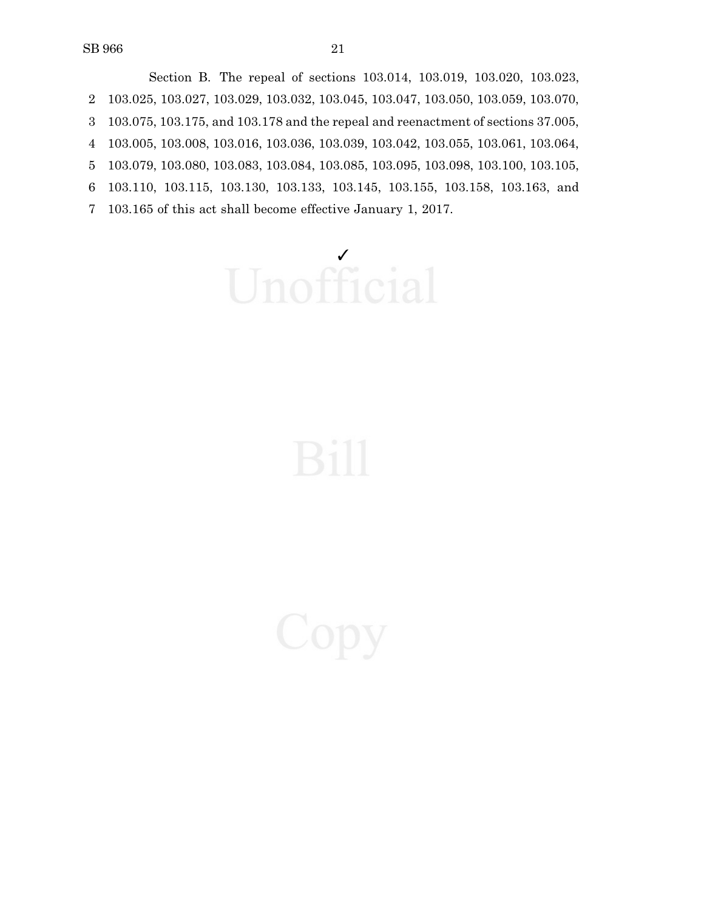Section B. The repeal of sections 103.014, 103.019, 103.020, 103.023, 103.025, 103.027, 103.029, 103.032, 103.045, 103.047, 103.050, 103.059, 103.070, 103.075, 103.175, and 103.178 and the repeal and reenactment of sections 37.005, 103.005, 103.008, 103.016, 103.036, 103.039, 103.042, 103.055, 103.061, 103.064, 103.079, 103.080, 103.083, 103.084, 103.085, 103.095, 103.098, 103.100, 103.105, 103.110, 103.115, 103.130, 103.133, 103.145, 103.155, 103.158, 103.163, and 103.165 of this act shall become effective January 1, 2017.

✓